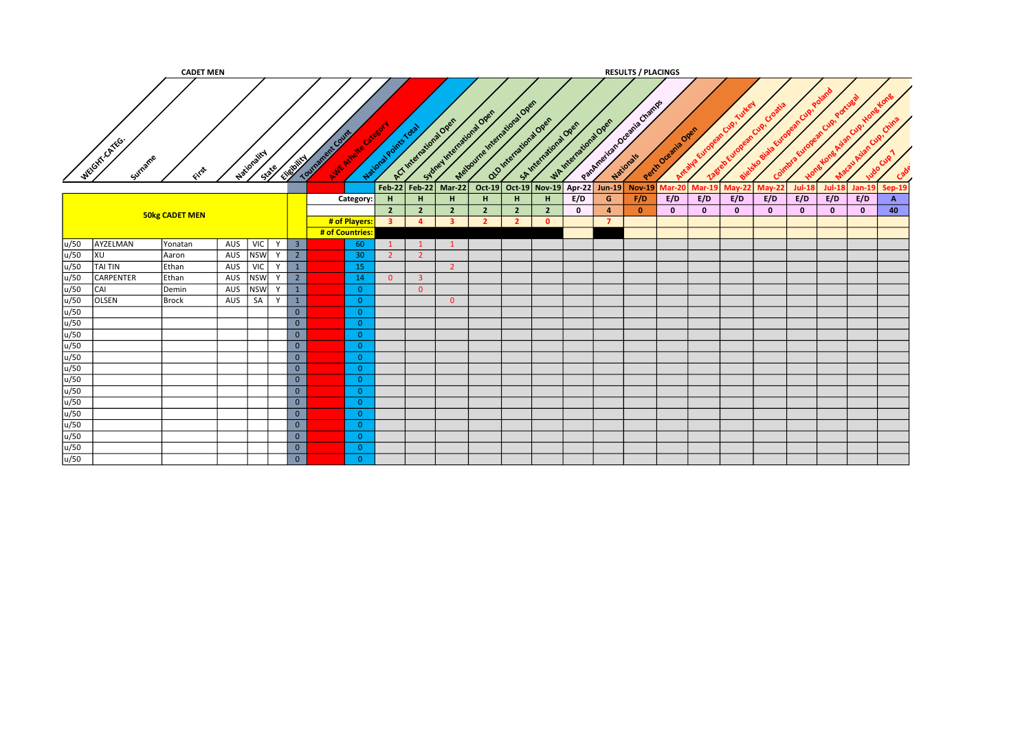**CADET MEN**

**RESULTS / PLACINGS**

| WEIGHT-CATEG. | Surname | First | Nationality | State | Eligibility | Tournament Count | AWE Athlete Category | National Points Total | ACT International Open | Sydney International Open | Melbourne International Open | QLD International Open | SA International Open | WA International Open | PanAmerican-Oceania Champs | Nationals | Perth Oceania Open | Antalya European Cup, Turkey | Zagreb European Cup, Croatia | Bielsko Biala European Cup, Poland | Coimbra European Cup, Portugal | Hong Kong Asian Cup, Hong Kong | Macau Asian Cup, China | Judo Cup 7 | Cade |
|---|---|---|---|---|---|---|---|---|---|---|---|---|---|---|---|---|---|---|---|---|---|---|---|---|---|
| | | | | | | | | | Feb-22 | Feb-22 | Mar-22 | Oct-19 | Oct-19 | Nov-19 | Apr-22 | Jun-19 | Nov-19 | Mar-20 | Mar-19 | May-22 | May-22 | Jul-18 | Jul-18 | Jan-19 | Sep-19 |
| **50kg CADET MEN** | | | | | | | | Category: | H | H | H | H | H | H | E/D | G | F/D | E/D | E/D | E/D | E/D | E/D | E/D | E/D | A |
| | | | | | | | | | 2 | 2 | 2 | 2 | 2 | 2 | 0 | 4 | 0 | 0 | 0 | 0 | 0 | 0 | 0 | 0 | 40 |
| | | | | | | | | # of Players: | 3 | 4 | 3 | 2 | 2 | 0 | | 7 | | | | | | | | | |
| | | | | | | | | # of Countries: | | | | | | | | | | | | | | | | | |
| u/50 | AYZELMAN | Yonatan | AUS | VIC | Y | 3 | | 60 | 1 | 1 | 1 | | | | | | | | | | | | | | |
| u/50 | XU | Aaron | AUS | NSW | Y | 2 | | 30 | 2 | 2 | | | | | | | | | | | | | | | |
| u/50 | TAI TIN | Ethan | AUS | VIC | Y | 1 | | 15 | | | 2 | | | | | | | | | | | | | | |
| u/50 | CARPENTER | Ethan | AUS | NSW | Y | 2 | | 14 | 0 | 3 | | | | | | | | | | | | | | | |
| u/50 | CAI | Demin | AUS | NSW | Y | 1 | | 0 | | 0 | | | | | | | | | | | | | | | |
| u/50 | OLSEN | Brock | AUS | SA | Y | 1 | | 0 | | | 0 | | | | | | | | | | | | | | |
| u/50 | | | | | | 0 | | 0 | | | | | | | | | | | | | | | | | |
| u/50 | | | | | | 0 | | 0 | | | | | | | | | | | | | | | | | |
| u/50 | | | | | | 0 | | 0 | | | | | | | | | | | | | | | | | |
| u/50 | | | | | | 0 | | 0 | | | | | | | | | | | | | | | | | |
| u/50 | | | | | | 0 | | 0 | | | | | | | | | | | | | | | | | |
| u/50 | | | | | | 0 | | 0 | | | | | | | | | | | | | | | | | |
| u/50 | | | | | | 0 | | 0 | | | | | | | | | | | | | | | | | |
| u/50 | | | | | | 0 | | 0 | | | | | | | | | | | | | | | | | |
| u/50 | | | | | | 0 | | 0 | | | | | | | | | | | | | | | | | |
| u/50 | | | | | | 0 | | 0 | | | | | | | | | | | | | | | | | |
| u/50 | | | | | | 0 | | 0 | | | | | | | | | | | | | | | | | |
| u/50 | | | | | | 0 | | 0 | | | | | | | | | | | | | | | | | |
| u/50 | | | | | | 0 | | 0 | | | | | | | | | | | | | | | | | |
| u/50 | | | | | | 0 | | 0 | | | | | | | | | | | | | | | | | |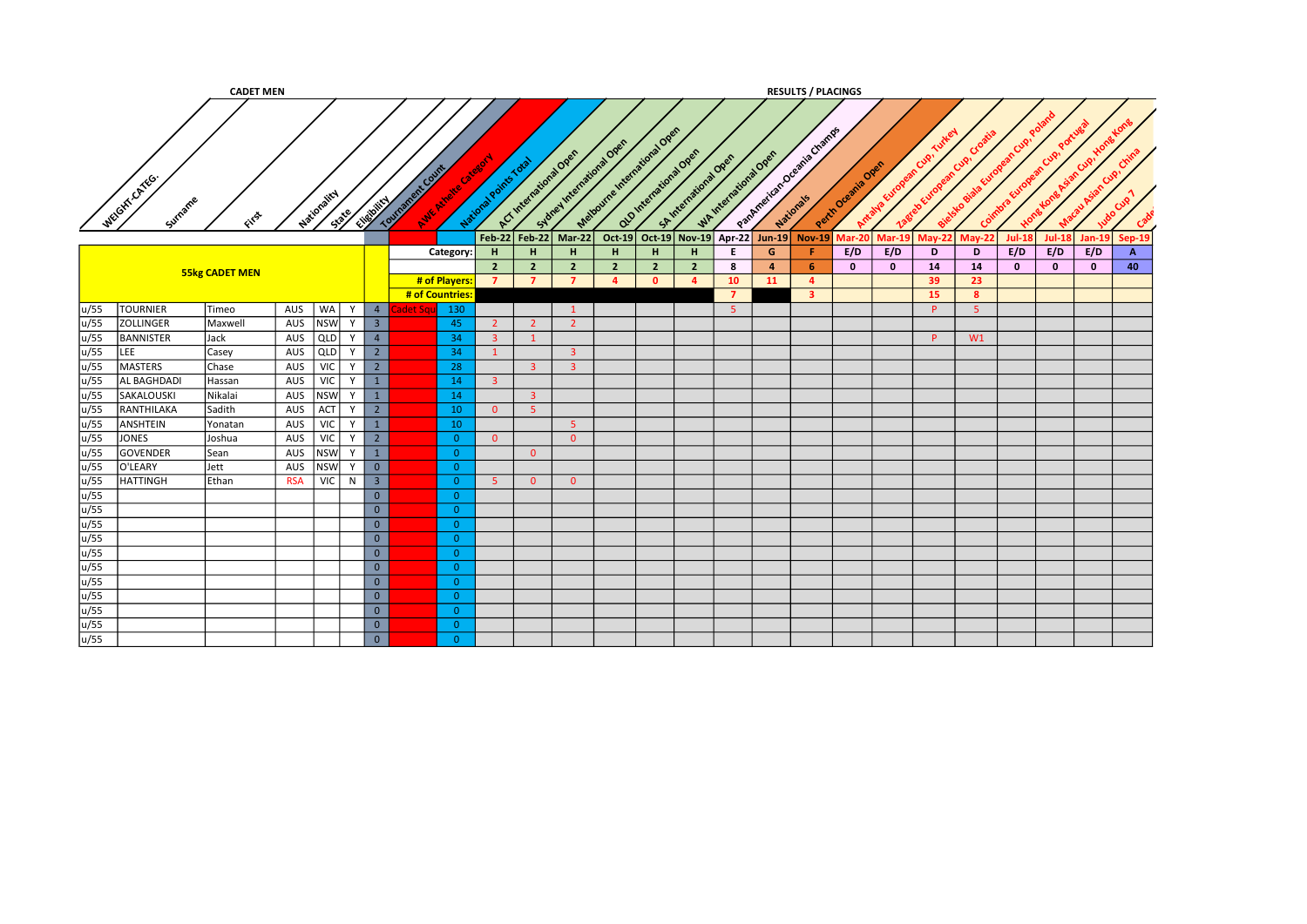**CADET MEN** | **RESULTS / PLACINGS**

| WEIGHT-CATEG. | Surname | First | Nationality | State | Eligibility | Tournament Count | AWE Athelte Category | National Points Total | ACT International Open | Sydney International Open | Melbourne International Open | QLD International Open | SA International Open | WA International Open | PanAmerican-Oceania Champs | Nationals | Perth Oceania Open | Antalya European Cup, Turkey | Zagreb European Cup, Croatia | Bielsko Biala European Cup, Poland | Coimbra European Cup, Portugal | Hong Kong Asian Cup, Hong Kong | Macau Asian Cup, China | Judo Cup 7 | Cade |
|---|---|---|---|---|---|---|---|---|---|---|---|---|---|---|---|---|---|---|---|---|---|---|---|---|---|
| | | | | | | | | | Feb-22 | Feb-22 | Mar-22 | Oct-19 | Oct-19 | Nov-19 | Apr-22 | Jun-19 | Nov-19 | Mar-20 | Mar-19 | May-22 | May-22 | Jul-18 | Jul-18 | Jan-19 | Sep-19 |
| **55kg CADET MEN** | | | | | | | | Category: | H | H | H | H | H | H | E | G | F | E/D | E/D | D | D | E/D | E/D | E/D | A |
| | | | | | | | | | 2 | 2 | 2 | 2 | 2 | 2 | 8 | 4 | 6 | 0 | 0 | 14 | 14 | 0 | 0 | 0 | 40 |
| | | | | | | | | # of Players: | 7 | 7 | 7 | 4 | 0 | 4 | 10 | 11 | 4 | | | 39 | 23 | | | | |
| | | | | | | | | # of Countries: | | | | | | | 7 | | 3 | | | 15 | 8 | | | | |
| u/55 | TOURNIER | Timeo | AUS | WA | Y | 4 | Cadet Squ | 130 | | | 1 | | | | 5 | | | | | P | 5 | | | | |
| u/55 | ZOLLINGER | Maxwell | AUS | NSW | Y | 3 | | 45 | 2 | 2 | 2 | | | | | | | | | | | | | | |
| u/55 | BANNISTER | Jack | AUS | QLD | Y | 4 | | 34 | 3 | 1 | | | | | | | | | | P | W1 | | | | |
| u/55 | LEE | Casey | AUS | QLD | Y | 2 | | 34 | 1 | | 3 | | | | | | | | | | | | | | |
| u/55 | MASTERS | Chase | AUS | VIC | Y | 2 | | 28 | | 3 | 3 | | | | | | | | | | | | | | |
| u/55 | AL BAGHDADI | Hassan | AUS | VIC | Y | 1 | | 14 | 3 | | | | | | | | | | | | | | | | |
| u/55 | SAKALOUSKI | Nikalai | AUS | NSW | Y | 1 | | 14 | | 3 | | | | | | | | | | | | | | | |
| u/55 | RANTHILAKA | Sadith | AUS | ACT | Y | 2 | | 10 | 0 | 5 | | | | | | | | | | | | | | | |
| u/55 | ANSHTEIN | Yonatan | AUS | VIC | Y | 1 | | 10 | | | 5 | | | | | | | | | | | | | | |
| u/55 | JONES | Joshua | AUS | VIC | Y | 2 | | 0 | 0 | | 0 | | | | | | | | | | | | | | |
| u/55 | GOVENDER | Sean | AUS | NSW | Y | 1 | | 0 | | 0 | | | | | | | | | | | | | | | |
| u/55 | O'LEARY | Jett | AUS | NSW | Y | 0 | | 0 | | | | | | | | | | | | | | | | | |
| u/55 | HATTINGH | Ethan | RSA | VIC | N | 3 | | 0 | 5 | 0 | 0 | | | | | | | | | | | | | | |
| u/55 | | | | | | 0 | | 0 | | | | | | | | | | | | | | | | | |
| u/55 | | | | | | 0 | | 0 | | | | | | | | | | | | | | | | | |
| u/55 | | | | | | 0 | | 0 | | | | | | | | | | | | | | | | | |
| u/55 | | | | | | 0 | | 0 | | | | | | | | | | | | | | | | | |
| u/55 | | | | | | 0 | | 0 | | | | | | | | | | | | | | | | | |
| u/55 | | | | | | 0 | | 0 | | | | | | | | | | | | | | | | | |
| u/55 | | | | | | 0 | | 0 | | | | | | | | | | | | | | | | | |
| u/55 | | | | | | 0 | | 0 | | | | | | | | | | | | | | | | | |
| u/55 | | | | | | 0 | | 0 | | | | | | | | | | | | | | | | | |
| u/55 | | | | | | 0 | | 0 | | | | | | | | | | | | | | | | | |
| u/55 | | | | | | 0 | | 0 | | | | | | | | | | | | | | | | | |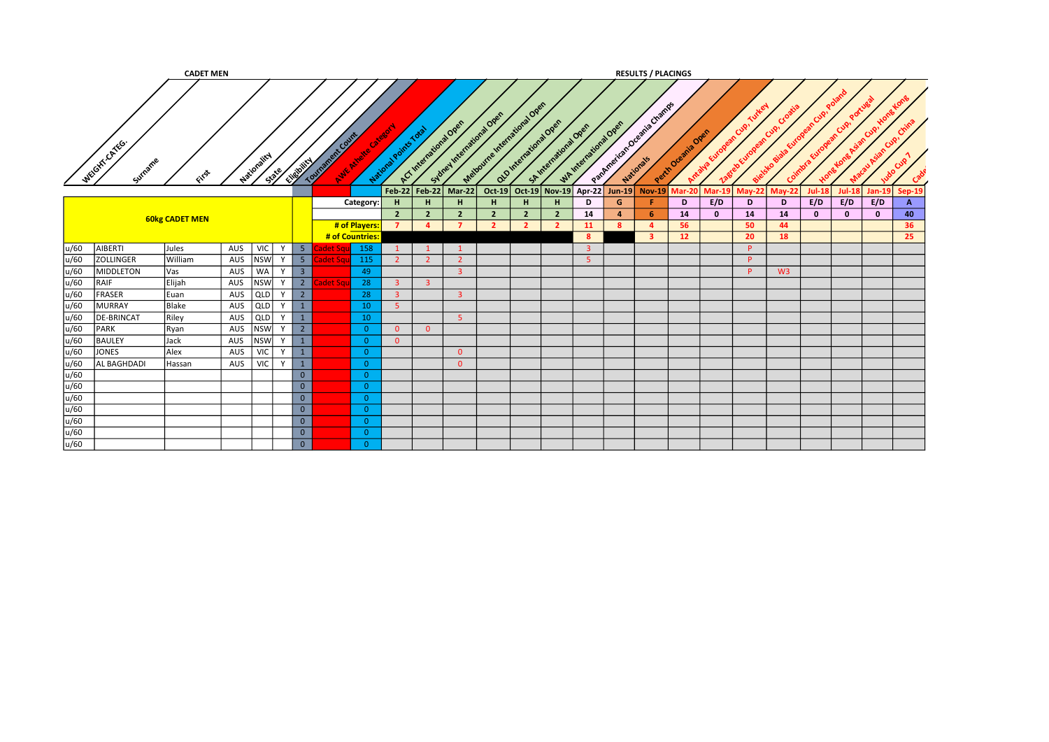**CADET MEN**

**RESULTS / PLACINGS**

| WEIGHT-CATEG. | Surname | First | Nationality | State | Eligibility | Tournament Count | AWE Athelte Category | National Points Total | ACT International Open | Sydney International Open | Melbourne International Open | QLD International Open | SA International Open | WA International Open | PanAmerican-Oceania Champs | Nationals | Perth Oceania Open | Antalya European Cup, Turkey | Zagreb European Cup, Croatia | Bielsko Biala European Cup, Poland | Coimbra European Cup, Portugal | Hong Kong Asian Cup, Hong Kong | Macau Asian Cup, China | Judo Cup 7 | Cade |
|---|---|---|---|---|---|---|---|---|---|---|---|---|---|---|---|---|---|---|---|---|---|---|---|---|---|
| | | | | | | | | | Feb-22 | Feb-22 | Mar-22 | Oct-19 | Oct-19 | Nov-19 | Apr-22 | Jun-19 | Nov-19 | Mar-20 | Mar-19 | May-22 | May-22 | Jul-18 | Jul-18 | Jan-19 | Sep-19 |
| **60kg CADET MEN** | | | | | | | | Category: | H | H | H | H | H | H | D | G | F | D | E/D | D | D | E/D | E/D | E/D | A |
| | | | | | | | | | 2 | 2 | 2 | 2 | 2 | 2 | 14 | 4 | 6 | 14 | 0 | 14 | 14 | 0 | 0 | 0 | 40 |
| | | | | | | | | # of Players: | 7 | 4 | 7 | 2 | 2 | 2 | 11 | 8 | 4 | 56 | | 50 | 44 | | | | 36 |
| | | | | | | | | # of Countries: | | | | | | | 8 | | 3 | 12 | | 20 | 18 | | | | 25 |
| u/60 | AIBERTI | Jules | AUS | VIC | Y | 5 | Cadet Squ | 158 | 1 | 1 | 1 | | | | 3 | | | | | P | | | | | |
| u/60 | ZOLLINGER | William | AUS | NSW | Y | 5 | Cadet Squ | 115 | 2 | 2 | 2 | | | | 5 | | | | | P | | | | | |
| u/60 | MIDDLETON | Vas | AUS | WA | Y | 3 | | 49 | | | 3 | | | | | | | | | P | W3 | | | | |
| u/60 | RAIF | Elijah | AUS | NSW | Y | 2 | Cadet Squ | 28 | 3 | 3 | | | | | | | | | | | | | | | |
| u/60 | FRASER | Euan | AUS | QLD | Y | 2 | | 28 | 3 | | 3 | | | | | | | | | | | | | | |
| u/60 | MURRAY | Blake | AUS | QLD | Y | 1 | | 10 | 5 | | | | | | | | | | | | | | | | |
| u/60 | DE-BRINCAT | Riley | AUS | QLD | Y | 1 | | 10 | | | 5 | | | | | | | | | | | | | | |
| u/60 | PARK | Ryan | AUS | NSW | Y | 2 | | 0 | 0 | 0 | | | | | | | | | | | | | | | |
| u/60 | BAULEY | Jack | AUS | NSW | Y | 1 | | 0 | 0 | | | | | | | | | | | | | | | | |
| u/60 | JONES | Alex | AUS | VIC | Y | 1 | | 0 | | | 0 | | | | | | | | | | | | | | |
| u/60 | AL BAGHDADI | Hassan | AUS | VIC | Y | 1 | | 0 | | | 0 | | | | | | | | | | | | | | |
| u/60 | | | | | | 0 | | 0 | | | | | | | | | | | | | | | | | |
| u/60 | | | | | | 0 | | 0 | | | | | | | | | | | | | | | | | |
| u/60 | | | | | | 0 | | 0 | | | | | | | | | | | | | | | | | |
| u/60 | | | | | | 0 | | 0 | | | | | | | | | | | | | | | | | |
| u/60 | | | | | | 0 | | 0 | | | | | | | | | | | | | | | | | |
| u/60 | | | | | | 0 | | 0 | | | | | | | | | | | | | | | | | |
| u/60 | | | | | | 0 | | 0 | | | | | | | | | | | | | | | | | |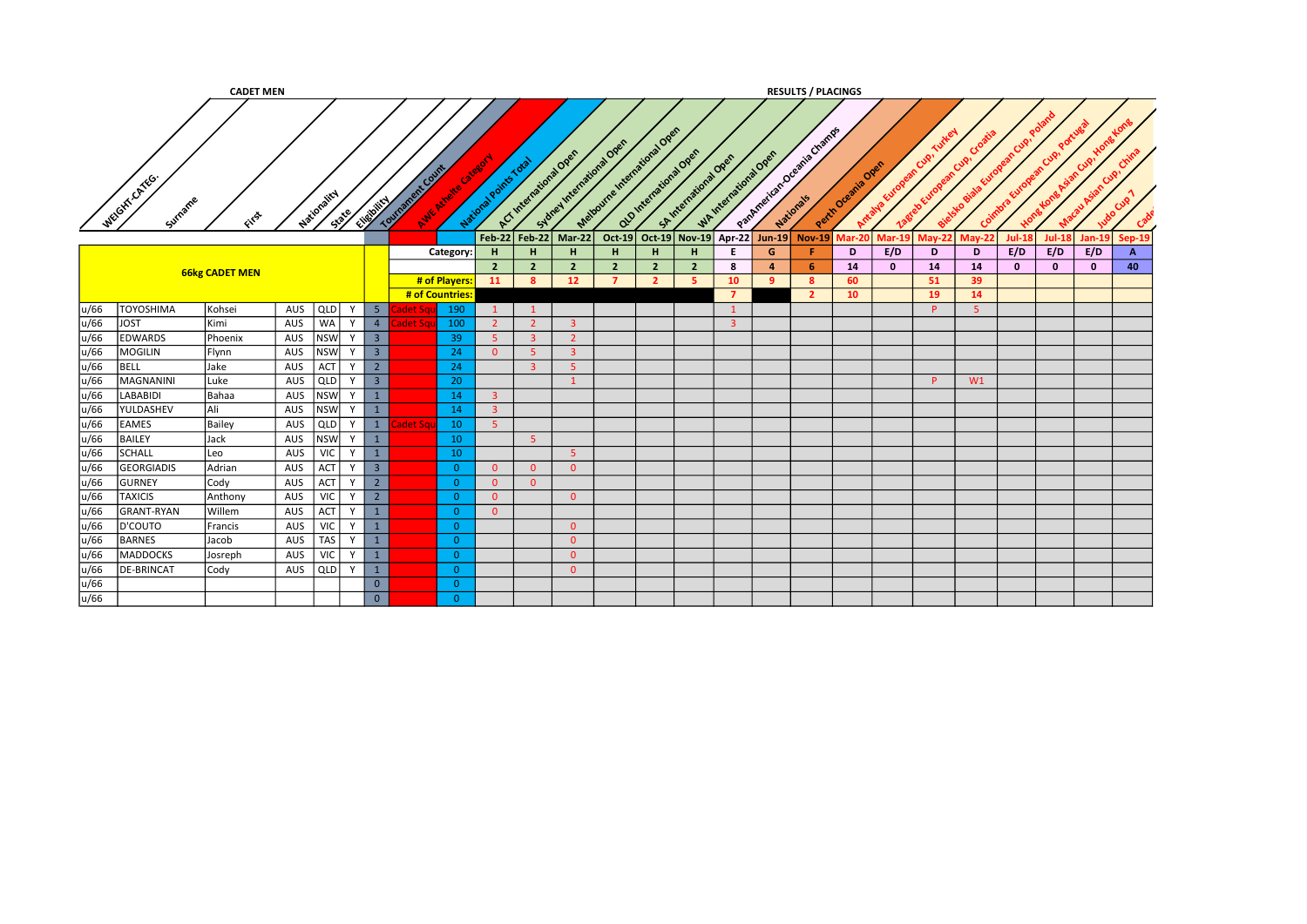**CADET MEN**

**RESULTS / PLACINGS**

| WEIGHT-CATEG. | Surname | First | Nationality | State | Eligibility | Tournament Count | AWE Athlete Category | National Points Total | ACT International Open | Sydney International Open | Melbourne International Open | QLD International Open | SA International Open | WA International Open | PanAmerican-Oceania Champs | Nationals | Perth Oceania Open | Antalya European Cup, Turkey | Zagreb European Cup, Croatia | Bielsko Biala European Cup, Poland | Coimbra European Cup, Portugal | Hong Kong Asian Cup, Hong Kong | Macau Asian Cup, China | Judo Cup 7 | Cade |
|---|---|---|---|---|---|---|---|---|---|---|---|---|---|---|---|---|---|---|---|---|---|---|---|---|---|
| | | | | | | | | | Feb-22 | Feb-22 | Mar-22 | Oct-19 | Oct-19 | Nov-19 | Apr-22 | Jun-19 | Nov-19 | Mar-20 | Mar-19 | May-22 | May-22 | Jul-18 | Jul-18 | Jan-19 | Sep-19 |
| **66kg CADET MEN** | | | | | | | | Category: | H | H | H | H | H | H | E | G | F | D | E/D | D | D | E/D | E/D | E/D | A |
| | | | | | | | | | 2 | 2 | 2 | 2 | 2 | 2 | 8 | 4 | 6 | 14 | 0 | 14 | 14 | 0 | 0 | 0 | 40 |
| | | | | | | | | # of Players: | 11 | 8 | 12 | 7 | 2 | 5 | 10 | 9 | 8 | 60 | | 51 | 39 | | | | |
| | | | | | | | | # of Countries: | | | | | | | 7 | | 2 | 10 | | 19 | 14 | | | | |
| u/66 | TOYOSHIMA | Kohsei | AUS | QLD | Y | 5 | Cadet Squ | 190 | 1 | 1 | | | | | 1 | | | | | P | 5 | | | | |
| u/66 | JOST | Kimi | AUS | WA | Y | 4 | Cadet Squ | 100 | 2 | 2 | 3 | | | | 3 | | | | | | | | | | |
| u/66 | EDWARDS | Phoenix | AUS | NSW | Y | 3 | | 39 | 5 | 3 | 2 | | | | | | | | | | | | | | |
| u/66 | MOGILIN | Flynn | AUS | NSW | Y | 3 | | 24 | 0 | 5 | 3 | | | | | | | | | | | | | | |
| u/66 | BELL | Jake | AUS | ACT | Y | 2 | | 24 | | 3 | 5 | | | | | | | | | | | | | | |
| u/66 | MAGNANINI | Luke | AUS | QLD | Y | 3 | | 20 | | | 1 | | | | | | | | | P | W1 | | | | |
| u/66 | LABABIDI | Bahaa | AUS | NSW | Y | 1 | | 14 | 3 | | | | | | | | | | | | | | | | |
| u/66 | YULDASHEV | Ali | AUS | NSW | Y | 1 | | 14 | 3 | | | | | | | | | | | | | | | | |
| u/66 | EAMES | Bailey | AUS | QLD | Y | 1 | Cadet Squ | 10 | 5 | | | | | | | | | | | | | | | | |
| u/66 | BAILEY | Jack | AUS | NSW | Y | 1 | | 10 | | 5 | | | | | | | | | | | | | | | |
| u/66 | SCHALL | Leo | AUS | VIC | Y | 1 | | 10 | | | 5 | | | | | | | | | | | | | | |
| u/66 | GEORGIADIS | Adrian | AUS | ACT | Y | 3 | | 0 | 0 | 0 | 0 | | | | | | | | | | | | | | |
| u/66 | GURNEY | Cody | AUS | ACT | Y | 2 | | 0 | 0 | 0 | | | | | | | | | | | | | | | |
| u/66 | TAXICIS | Anthony | AUS | VIC | Y | 2 | | 0 | 0 | | 0 | | | | | | | | | | | | | | |
| u/66 | GRANT-RYAN | Willem | AUS | ACT | Y | 1 | | 0 | 0 | | | | | | | | | | | | | | | | |
| u/66 | D'COUTO | Francis | AUS | VIC | Y | 1 | | 0 | | | 0 | | | | | | | | | | | | | | |
| u/66 | BARNES | Jacob | AUS | TAS | Y | 1 | | 0 | | | 0 | | | | | | | | | | | | | | |
| u/66 | MADDOCKS | Josreph | AUS | VIC | Y | 1 | | 0 | | | 0 | | | | | | | | | | | | | | |
| u/66 | DE-BRINCAT | Cody | AUS | QLD | Y | 1 | | 0 | | | 0 | | | | | | | | | | | | | | |
| u/66 | | | | | | 0 | | 0 | | | | | | | | | | | | | | | | | |
| u/66 | | | | | | 0 | | 0 | | | | | | | | | | | | | | | | | |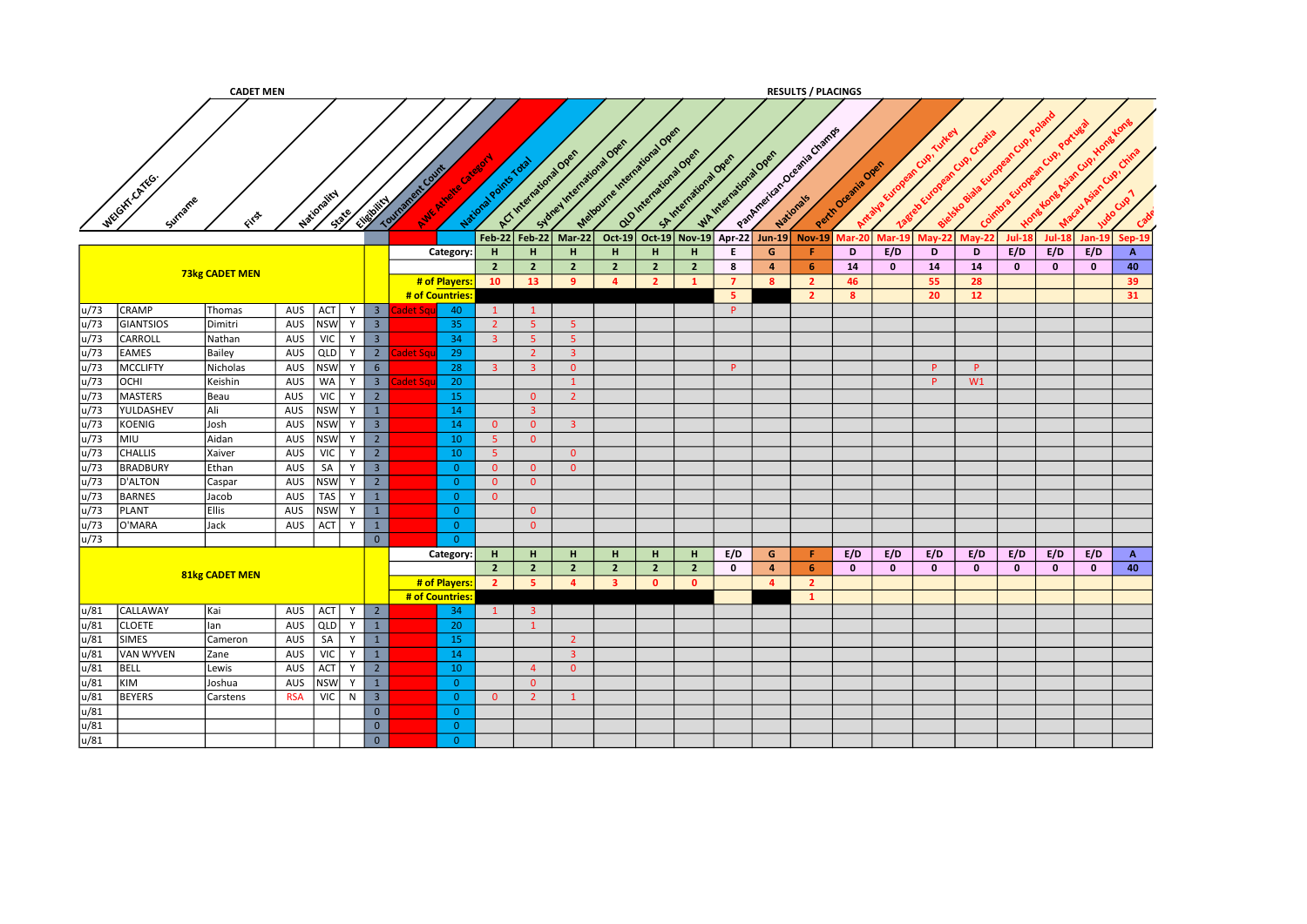**CADET MEN** — **RESULTS / PLACINGS**

| WEIGHT-CATEG. | Surname | First | Nationality | State | Eligibility | Tournament Count | AWE Athlete Category | National Points Total | ACT International Open | Sydney International Open | Melbourne International Open | QLD International Open | SA International Open | WA International Open | PanAmerican-Oceania Champs | Nationals | Perth Oceania Open | Antalya European Cup, Turkey | Zagreb European Cup, Croatia | Bielsko Biala European Cup, Poland | Coimbra European Cup, Portugal | Hong Kong Asian Cup, Hong Kong | Macau Asian Cup, China | Judo Cup 7 | Cade |
|---|---|---|---|---|---|---|---|---|---|---|---|---|---|---|---|---|---|---|---|---|---|---|---|---|---|
| | | | | | | | | | Feb-22 | Feb-22 | Mar-22 | Oct-19 | Oct-19 | Nov-19 | Apr-22 | Jun-19 | Nov-19 | Mar-20 | Mar-19 | May-22 | May-22 | Jul-18 | Jul-18 | Jan-19 | Sep-19 |
| **73kg CADET MEN** | | | | | | | | Category: | H | H | H | H | H | H | E | G | F | D | E/D | D | D | E/D | E/D | E/D | A |
| | | | | | | | | | 2 | 2 | 2 | 2 | 2 | 2 | 8 | 4 | 6 | 14 | 0 | 14 | 14 | 0 | 0 | 0 | 40 |
| | | | | | | | | # of Players: | 10 | 13 | 9 | 4 | 2 | 1 | 7 | 8 | 2 | 46 | | 55 | 28 | | | | 39 |
| | | | | | | | | # of Countries: | | | | | | | 5 | | 2 | 8 | | 20 | 12 | | | | 31 |
| u/73 | CRAMP | Thomas | AUS | ACT | Y | 3 | Cadet Squ | 40 | 1 | 1 | | | | | P | | | | | | | | | | |
| u/73 | GIANTSIOS | Dimitri | AUS | NSW | Y | 3 | | 35 | 2 | 5 | 5 | | | | | | | | | | | | | | |
| u/73 | CARROLL | Nathan | AUS | VIC | Y | 3 | | 34 | 3 | 5 | 5 | | | | | | | | | | | | | | |
| u/73 | EAMES | Bailey | AUS | QLD | Y | 2 | Cadet Squ | 29 | | 2 | 3 | | | | | | | | | | | | | | |
| u/73 | MCCLIFTY | Nicholas | AUS | NSW | Y | 6 | | 28 | 3 | 3 | 0 | | | | P | | | | | P | P | | | | |
| u/73 | OCHI | Keishin | AUS | WA | Y | 3 | Cadet Squ | 20 | | | 1 | | | | | | | | | P | W1 | | | | |
| u/73 | MASTERS | Beau | AUS | VIC | Y | 2 | | 15 | | 0 | 2 | | | | | | | | | | | | | | |
| u/73 | YULDASHEV | Ali | AUS | NSW | Y | 1 | | 14 | | 3 | | | | | | | | | | | | | | | |
| u/73 | KOENIG | Josh | AUS | NSW | Y | 3 | | 14 | 0 | 0 | 3 | | | | | | | | | | | | | | |
| u/73 | MIU | Aidan | AUS | NSW | Y | 2 | | 10 | 5 | 0 | | | | | | | | | | | | | | | |
| u/73 | CHALLIS | Xaiver | AUS | VIC | Y | 2 | | 10 | 5 | | 0 | | | | | | | | | | | | | | |
| u/73 | BRADBURY | Ethan | AUS | SA | Y | 3 | | 0 | 0 | 0 | 0 | | | | | | | | | | | | | | |
| u/73 | D'ALTON | Caspar | AUS | NSW | Y | 2 | | 0 | 0 | 0 | | | | | | | | | | | | | | | |
| u/73 | BARNES | Jacob | AUS | TAS | Y | 1 | | 0 | 0 | | | | | | | | | | | | | | | | |
| u/73 | PLANT | Ellis | AUS | NSW | Y | 1 | | 0 | | 0 | | | | | | | | | | | | | | | |
| u/73 | O'MARA | Jack | AUS | ACT | Y | 1 | | 0 | | 0 | | | | | | | | | | | | | | | |
| u/73 | | | | | | 0 | | 0 | | | | | | | | | | | | | | | | | |
| **81kg CADET MEN** | | | | | | | | Category: | H | H | H | H | H | H | E/D | G | F | E/D | E/D | E/D | E/D | E/D | E/D | E/D | A |
| | | | | | | | | | 2 | 2 | 2 | 2 | 2 | 2 | 0 | 4 | 6 | 0 | 0 | 0 | 0 | 0 | 0 | 0 | 40 |
| | | | | | | | | # of Players: | 2 | 5 | 4 | 3 | 0 | 0 | | 4 | 2 | | | | | | | | |
| | | | | | | | | # of Countries: | | | | | | | | | 1 | | | | | | | | |
| u/81 | CALLAWAY | Kai | AUS | ACT | Y | 2 | | 34 | 1 | 3 | | | | | | | | | | | | | | | |
| u/81 | CLOETE | Ian | AUS | QLD | Y | 1 | | 20 | | 1 | | | | | | | | | | | | | | | |
| u/81 | SIMES | Cameron | AUS | SA | Y | 1 | | 15 | | | 2 | | | | | | | | | | | | | | |
| u/81 | VAN WYVEN | Zane | AUS | VIC | Y | 1 | | 14 | | | 3 | | | | | | | | | | | | | | |
| u/81 | BELL | Lewis | AUS | ACT | Y | 2 | | 10 | | 4 | 0 | | | | | | | | | | | | | | |
| u/81 | KIM | Joshua | AUS | NSW | Y | 1 | | 0 | | 0 | | | | | | | | | | | | | | | |
| u/81 | BEYERS | Carstens | RSA | VIC | N | 3 | | 0 | 0 | 2 | 1 | | | | | | | | | | | | | | |
| u/81 | | | | | | 0 | | 0 | | | | | | | | | | | | | | | | | |
| u/81 | | | | | | 0 | | 0 | | | | | | | | | | | | | | | | | |
| u/81 | | | | | | 0 | | 0 | | | | | | | | | | | | | | | | | |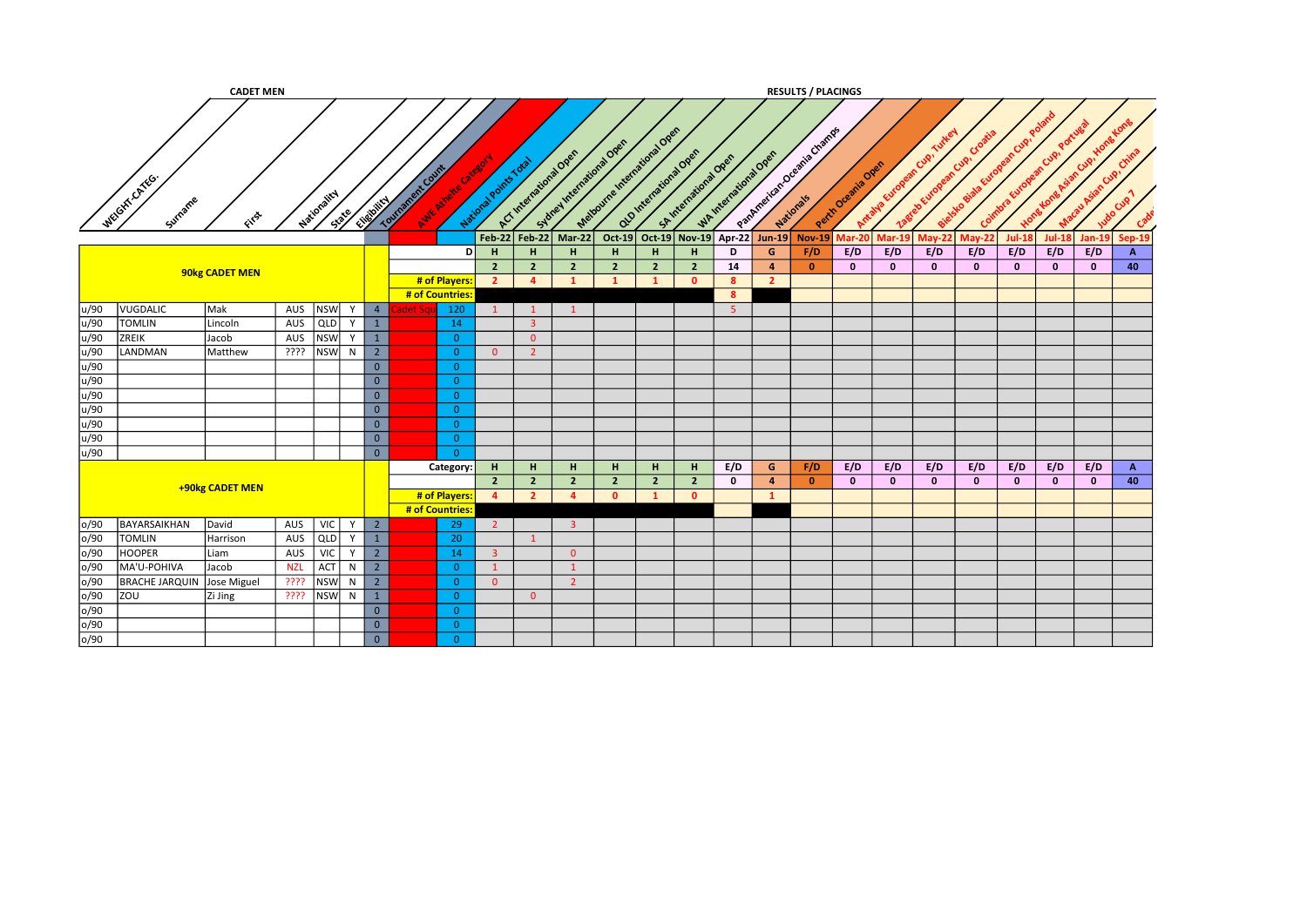**CADET MEN**

**RESULTS / PLACINGS**

| WEIGHT-CATEG. | Surname | First | Nationality | State | Eligibility | Tournament Count | AWF Athlete Category | National Points Total | ACT International Open | Sydney International Open | Melbourne International Open | QLD International Open | SA International Open | WA International Open | PanAmerican-Oceania Champs | Nationals | Perth Oceania Open | Antalya European Cup, Turkey | Zagreb European Cup, Croatia | Bielsko Biala European Cup, Poland | Coimbra European Cup, Portugal | Hong Kong Asian Cup, Hong Kong | Macau Asian Cup, China | Judo Cup 7 | Cade |
|---|---|---|---|---|---|---|---|---|---|---|---|---|---|---|---|---|---|---|---|---|---|---|---|---|---|
| | | | | | | | | | Feb-22 | Feb-22 | Mar-22 | Oct-19 | Oct-19 | Nov-19 | Apr-22 | Jun-19 | Nov-19 | Mar-20 | Mar-19 | May-22 | May-22 | Jul-18 | Jul-18 | Jan-19 | Sep-19 |
| **90kg CADET MEN** | | | | | | | | D | H | H | H | H | H | H | D | G | F/D | E/D | E/D | E/D | E/D | E/D | E/D | E/D | A |
| | | | | | | | | | 2 | 2 | 2 | 2 | 2 | 2 | 14 | 4 | 0 | 0 | 0 | 0 | 0 | 0 | 0 | 0 | 40 |
| | | | | | | | | # of Players: | 2 | 4 | 1 | 1 | 1 | 0 | 8 | 2 | | | | | | | | | |
| | | | | | | | | # of Countries: | | | | | | | 8 | | | | | | | | | | |
| u/90 | VUGDALIC | Mak | AUS | NSW | Y | 4 | Cadet Squ | 120 | 1 | 1 | 1 | | | | 5 | | | | | | | | | | |
| u/90 | TOMLIN | Lincoln | AUS | QLD | Y | 1 | | 14 | | 3 | | | | | | | | | | | | | | | |
| u/90 | ZREIK | Jacob | AUS | NSW | Y | 1 | | 0 | | 0 | | | | | | | | | | | | | | | |
| u/90 | LANDMAN | Matthew | ???? | NSW | N | 2 | | 0 | 0 | 2 | | | | | | | | | | | | | | | |
| u/90 | | | | | | 0 | | 0 | | | | | | | | | | | | | | | | | |
| u/90 | | | | | | 0 | | 0 | | | | | | | | | | | | | | | | | |
| u/90 | | | | | | 0 | | 0 | | | | | | | | | | | | | | | | | |
| u/90 | | | | | | 0 | | 0 | | | | | | | | | | | | | | | | | |
| u/90 | | | | | | 0 | | 0 | | | | | | | | | | | | | | | | | |
| u/90 | | | | | | 0 | | 0 | | | | | | | | | | | | | | | | | |
| u/90 | | | | | | 0 | | 0 | | | | | | | | | | | | | | | | | |
| **+90kg CADET MEN** | | | | | | | | Category: | H | H | H | H | H | H | E/D | G | F/D | E/D | E/D | E/D | E/D | E/D | E/D | E/D | A |
| | | | | | | | | | 2 | 2 | 2 | 2 | 2 | 2 | 0 | 4 | 0 | 0 | 0 | 0 | 0 | 0 | 0 | 0 | 40 |
| | | | | | | | | # of Players: | 4 | 2 | 4 | 0 | 1 | 0 | | 1 | | | | | | | | | |
| | | | | | | | | # of Countries: | | | | | | | | | | | | | | | | | |
| o/90 | BAYARSAIKHAN | David | AUS | VIC | Y | 2 | | 29 | 2 | | 3 | | | | | | | | | | | | | | |
| o/90 | TOMLIN | Harrison | AUS | QLD | Y | 1 | | 20 | | 1 | | | | | | | | | | | | | | | |
| o/90 | HOOPER | Liam | AUS | VIC | Y | 2 | | 14 | 3 | | 0 | | | | | | | | | | | | | | |
| o/90 | MA'U-POHIVA | Jacob | NZL | ACT | N | 2 | | 0 | 1 | | 1 | | | | | | | | | | | | | | |
| o/90 | BRACHE JARQUIN | Jose Miguel | ???? | NSW | N | 2 | | 0 | 0 | | 2 | | | | | | | | | | | | | | |
| o/90 | ZOU | Zi Jing | ???? | NSW | N | 1 | | 0 | | 0 | | | | | | | | | | | | | | | |
| o/90 | | | | | | 0 | | 0 | | | | | | | | | | | | | | | | | |
| o/90 | | | | | | 0 | | 0 | | | | | | | | | | | | | | | | | |
| o/90 | | | | | | 0 | | 0 | | | | | | | | | | | | | | | | | |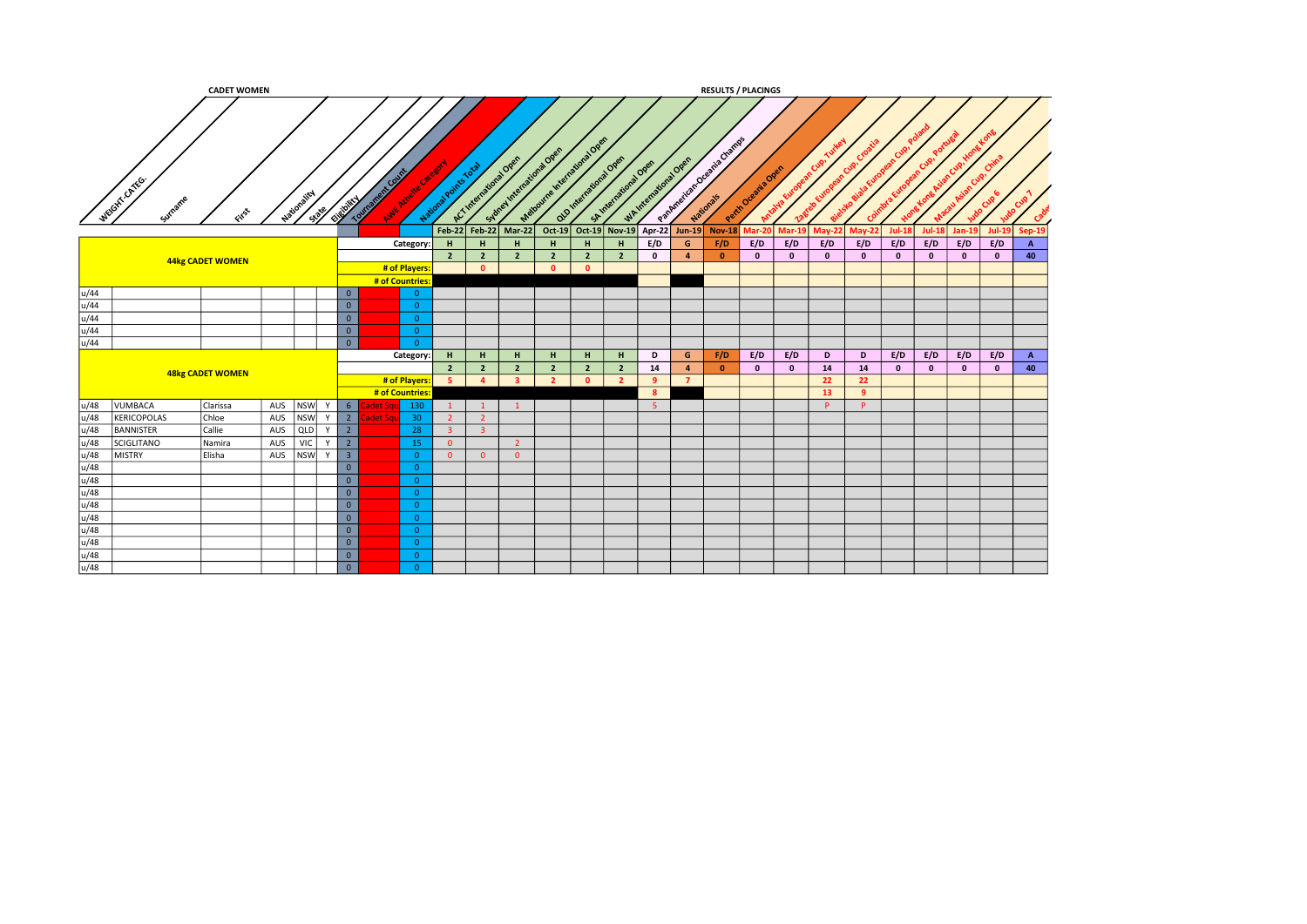**CADET WOMEN** — **RESULTS / PLACINGS**

| WEIGHT-CATEG. | Surname | First | Nationality | State | Eligibility | Tournament Count | AWE Athlete Category | National Points Total | ACT International Open | Sydney International Open | Melbourne International Open | QLD International Open | SA International Open | WA International Open | PanAmerican-Oceania Champs | Nationals | Perth Oceania Open | Antalya European Cup, Turkey | Zagreb European Cup, Croatia | Bielsko Biala European Cup, Poland | Coimbra European Cup, Portugal | Hong Kong Asian Cup, Hong Kong | Macau Asian Cup, China | Judo Cup 6 | Judo Cup 7 | Cadet |
|---|---|---|---|---|---|---|---|---|---|---|---|---|---|---|---|---|---|---|---|---|---|---|---|---|---|---|
| | | | | | | | | | Feb-22 | Feb-22 | Mar-22 | Oct-19 | Oct-19 | Nov-19 | Apr-22 | Jun-19 | Nov-18 | Mar-20 | Mar-19 | May-22 | May-22 | Jul-18 | Jul-18 | Jan-19 | Jul-19 | Sep-19 |
| **44kg CADET WOMEN** | | | | | | | | Category: | H | H | H | H | H | H | E/D | G | F/D | E/D | E/D | E/D | E/D | E/D | E/D | E/D | E/D | A |
| | | | | | | | | | 2 | 2 | 2 | 2 | 2 | 2 | 0 | 4 | 0 | 0 | 0 | 0 | 0 | 0 | 0 | 0 | 0 | 40 |
| | | | | | | | | # of Players: | | 0 | | 0 | 0 | | | | | | | | | | | | | |
| | | | | | | | | # of Countries: | | | | | | | | | | | | | | | | | | |
| u/44 | | | | | 0 | | | 0 | | | | | | | | | | | | | | | | | | |
| u/44 | | | | | 0 | | | 0 | | | | | | | | | | | | | | | | | | |
| u/44 | | | | | 0 | | | 0 | | | | | | | | | | | | | | | | | | |
| u/44 | | | | | 0 | | | 0 | | | | | | | | | | | | | | | | | | |
| u/44 | | | | | 0 | | | 0 | | | | | | | | | | | | | | | | | | |
| **48kg CADET WOMEN** | | | | | | | | Category: | H | H | H | H | H | H | D | G | F/D | E/D | E/D | D | D | E/D | E/D | E/D | E/D | A |
| | | | | | | | | | 2 | 2 | 2 | 2 | 2 | 2 | 14 | 4 | 0 | 0 | 0 | 14 | 14 | 0 | 0 | 0 | 0 | 40 |
| | | | | | | | | # of Players: | 5 | 4 | 3 | 2 | 0 | 2 | 9 | 7 | | | | 22 | 22 | | | | | |
| | | | | | | | | # of Countries: | | | | | | | 8 | | | | | 13 | 9 | | | | | |
| u/48 | VUMBACA | Clarissa | AUS | NSW | Y | 6 | Cadet Squ | 130 | 1 | 1 | 1 | | | | 5 | | | | | P | P | | | | | |
| u/48 | KERICOPOLAS | Chloe | AUS | NSW | Y | 2 | Cadet Squ | 30 | 2 | 2 | | | | | | | | | | | | | | | | |
| u/48 | BANNISTER | Callie | AUS | QLD | Y | 2 | | 28 | 3 | 3 | | | | | | | | | | | | | | | | |
| u/48 | SCIGLITANO | Namira | AUS | VIC | Y | 2 | | 15 | 0 | | 2 | | | | | | | | | | | | | | | |
| u/48 | MISTRY | Elisha | AUS | NSW | Y | 3 | | 0 | 0 | 0 | 0 | | | | | | | | | | | | | | | |
| u/48 | | | | | | 0 | | 0 | | | | | | | | | | | | | | | | | | |
| u/48 | | | | | | 0 | | 0 | | | | | | | | | | | | | | | | | | |
| u/48 | | | | | | 0 | | 0 | | | | | | | | | | | | | | | | | | |
| u/48 | | | | | | 0 | | 0 | | | | | | | | | | | | | | | | | | |
| u/48 | | | | | | 0 | | 0 | | | | | | | | | | | | | | | | | | |
| u/48 | | | | | | 0 | | 0 | | | | | | | | | | | | | | | | | | |
| u/48 | | | | | | 0 | | 0 | | | | | | | | | | | | | | | | | | |
| u/48 | | | | | | 0 | | 0 | | | | | | | | | | | | | | | | | | |
| u/48 | | | | | | 0 | | 0 | | | | | | | | | | | | | | | | | | |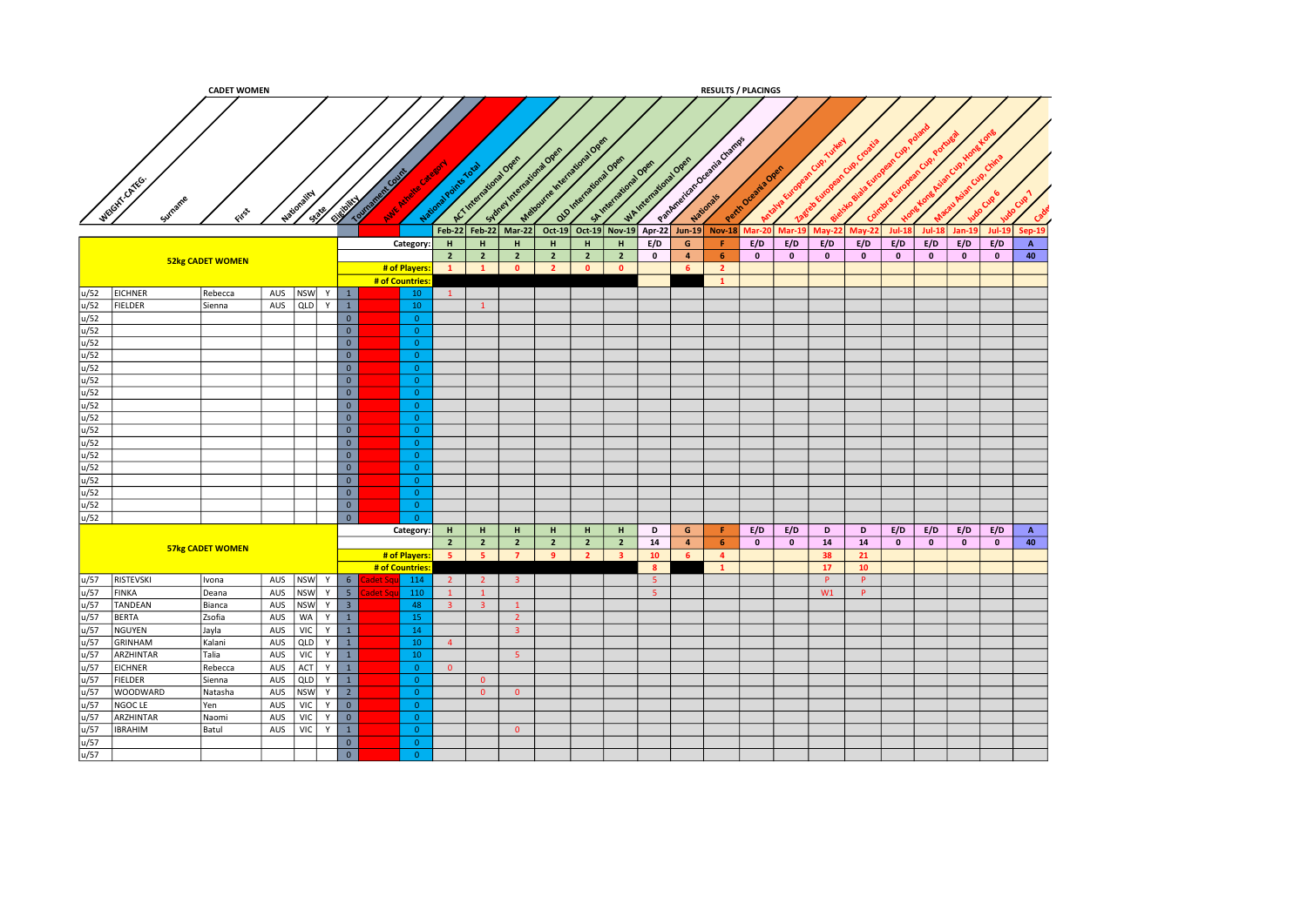## CADET WOMEN

### RESULTS / PLACINGS

| WEIGHT-CATEG. | Surname | First | Nationality | State | Eligibility | Tournament Count | AWE Athlete Category | National Points Total | ACT International Open | Sydney International Open | Melbourne International Open | QLD International Open | SA International Open | WA International Open | PanAmerican-Oceania Champs | Nationals | Perth Oceania Open | Antalya European Cup, Turkey | Zagreb European Cup, Croatia | Bielsko Biala European Cup, Poland | Coimbra European Cup, Portugal | Hong Kong Asian Cup, Hong Kong | Macau Asian Cup, China | Judo Cup 6 | Judo Cup 7 | Cade |
|---|---|---|---|---|---|---|---|---|---|---|---|---|---|---|---|---|---|---|---|---|---|---|---|---|---|---|
| | | | | | | | | | Feb-22 | Feb-22 | Mar-22 | Oct-19 | Oct-19 | Nov-19 | Apr-22 | Jun-19 | Nov-18 | Mar-20 | Mar-19 | May-22 | May-22 | Jul-18 | Jul-18 | Jan-19 | Jul-19 | Sep-19 |
| **52kg CADET WOMEN** | | | | | | | | Category: | H | H | H | H | H | H | E/D | G | F | E/D | E/D | E/D | E/D | E/D | E/D | E/D | E/D | A |
| | | | | | | | | | 2 | 2 | 2 | 2 | 2 | 2 | 0 | 4 | 6 | 0 | 0 | 0 | 0 | 0 | 0 | 0 | 0 | 40 |
| | | | | | | | | # of Players: | 1 | 1 | 0 | 2 | 0 | 0 | | 6 | 2 | | | | | | | | | |
| | | | | | | | | # of Countries: | | | | | | | | | 1 | | | | | | | | | |
| u/52 | EICHNER | Rebecca | AUS | NSW | Y | 1 | | 10 | 1 | | | | | | | | | | | | | | | | | |
| u/52 | FIELDER | Sienna | AUS | QLD | Y | 1 | | 10 | | 1 | | | | | | | | | | | | | | | | |
| u/52 | | | | | | 0 | | 0 | | | | | | | | | | | | | | | | | | |
| u/52 | | | | | | 0 | | 0 | | | | | | | | | | | | | | | | | | |
| u/52 | | | | | | 0 | | 0 | | | | | | | | | | | | | | | | | | |
| u/52 | | | | | | 0 | | 0 | | | | | | | | | | | | | | | | | | |
| u/52 | | | | | | 0 | | 0 | | | | | | | | | | | | | | | | | | |
| u/52 | | | | | | 0 | | 0 | | | | | | | | | | | | | | | | | | |
| u/52 | | | | | | 0 | | 0 | | | | | | | | | | | | | | | | | | |
| u/52 | | | | | | 0 | | 0 | | | | | | | | | | | | | | | | | | |
| u/52 | | | | | | 0 | | 0 | | | | | | | | | | | | | | | | | | |
| u/52 | | | | | | 0 | | 0 | | | | | | | | | | | | | | | | | | |
| u/52 | | | | | | 0 | | 0 | | | | | | | | | | | | | | | | | | |
| u/52 | | | | | | 0 | | 0 | | | | | | | | | | | | | | | | | | |
| u/52 | | | | | | 0 | | 0 | | | | | | | | | | | | | | | | | | |
| u/52 | | | | | | 0 | | 0 | | | | | | | | | | | | | | | | | | |
| u/52 | | | | | | 0 | | 0 | | | | | | | | | | | | | | | | | | |
| u/52 | | | | | | 0 | | 0 | | | | | | | | | | | | | | | | | | |
| u/52 | | | | | | 0 | | 0 | | | | | | | | | | | | | | | | | | |
| **57kg CADET WOMEN** | | | | | | | | Category: | H | H | H | H | H | H | D | G | F | E/D | E/D | D | D | E/D | E/D | E/D | E/D | A |
| | | | | | | | | | 2 | 2 | 2 | 2 | 2 | 2 | 14 | 4 | 6 | 0 | 0 | 14 | 14 | 0 | 0 | 0 | 0 | 40 |
| | | | | | | | | # of Players: | 5 | 5 | 7 | 9 | 2 | 3 | 10 | 6 | 4 | | | 38 | 21 | | | | | |
| | | | | | | | | # of Countries: | | | | | | | 8 | | 1 | | | 17 | 10 | | | | | |
| u/57 | RISTEVSKI | Ivona | AUS | NSW | Y | 6 | Cadet Squ | 114 | 2 | 2 | 3 | | | | 5 | | | | | P | P | | | | | |
| u/57 | FINKA | Deana | AUS | NSW | Y | 5 | Cadet Squ | 110 | 1 | 1 | | | | | 5 | | | | | W1 | P | | | | | |
| u/57 | TANDEAN | Bianca | AUS | NSW | Y | 3 | | 48 | 3 | 3 | 1 | | | | | | | | | | | | | | | |
| u/57 | BERTA | Zsofia | AUS | WA | Y | 1 | | 15 | | | 2 | | | | | | | | | | | | | | | |
| u/57 | NGUYEN | Jayla | AUS | VIC | Y | 1 | | 14 | | | 3 | | | | | | | | | | | | | | | |
| u/57 | GRINHAM | Kalani | AUS | QLD | Y | 1 | | 10 | 4 | | | | | | | | | | | | | | | | | |
| u/57 | ARZHINTAR | Talia | AUS | VIC | Y | 1 | | 10 | | | 5 | | | | | | | | | | | | | | | |
| u/57 | EICHNER | Rebecca | AUS | ACT | Y | 1 | | 0 | 0 | | | | | | | | | | | | | | | | | |
| u/57 | FIELDER | Sienna | AUS | QLD | Y | 1 | | 0 | | 0 | | | | | | | | | | | | | | | | |
| u/57 | WOODWARD | Natasha | AUS | NSW | Y | 2 | | 0 | | 0 | 0 | | | | | | | | | | | | | | | |
| u/57 | NGOC LE | Yen | AUS | VIC | Y | 0 | | 0 | | | | | | | | | | | | | | | | | | |
| u/57 | ARZHINTAR | Naomi | AUS | VIC | Y | 0 | | 0 | | | | | | | | | | | | | | | | | | |
| u/57 | IBRAHIM | Batul | AUS | VIC | Y | 1 | | 0 | | | 0 | | | | | | | | | | | | | | | |
| u/57 | | | | | | 0 | | 0 | | | | | | | | | | | | | | | | | | |
| u/57 | | | | | | 0 | | 0 | | | | | | | | | | | | | | | | | | |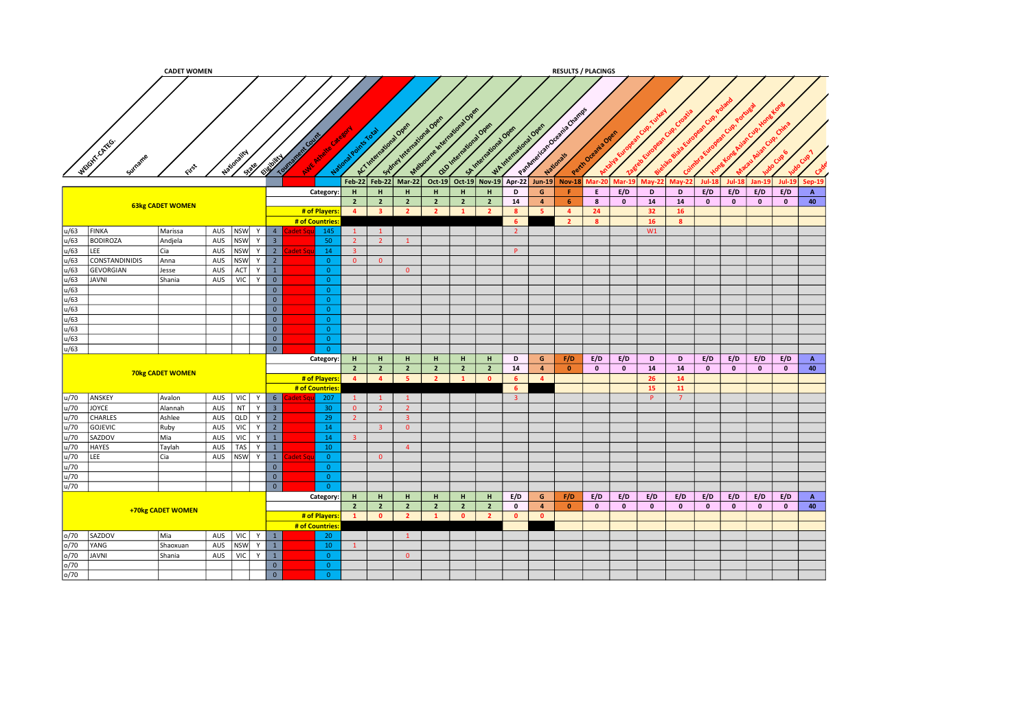CADET WOMEN

RESULTS / PLACINGS

| WEIGHT-CATEG. | Surname | First | Nationality | State | Eligibility | Tournament Count | AWE Athlete Category | National Points Total | ACT International Open Feb-22 | Sydney International Open Feb-22 | Melbourne International Open Mar-22 | QLD International Open Oct-19 | SA International Open Oct-19 | WA International Open Nov-19 | PanAmerican-Oceania Champs Apr-22 | Nationals Jun-19 | Perth Oceania Open Nov-18 | Antalya European Cup, Turkey Mar-20 | Zagreb European Cup, Croatia Mar-19 | Bielsko Biala European Cup, Poland May-22 | Coimbra European Cup, Portugal May-22 | Hong Kong Asian Cup, Hong Kong Jul-18 | Macau Asian Cup, China Jul-18 | Judo Cup 6 Jan-19 | Judo Cup 7 Jul-19 | Cade... Sep-19 |
|---|---|---|---|---|---|---|---|---|---|---|---|---|---|---|---|---|---|---|---|---|---|---|---|---|---|---|
| 63kg CADET WOMEN | | | | | | | | Category: | H | H | H | H | H | H | D | G | F | E | E/D | D | D | E/D | E/D | E/D | E/D | A |
| | | | | | | | | | 2 | 2 | 2 | 2 | 2 | 2 | 14 | 4 | 6 | 8 | 0 | 14 | 14 | 0 | 0 | 0 | 0 | 40 |
| | | | | | | | | # of Players: | 4 | 3 | 2 | 2 | 1 | 2 | 8 | 5 | 4 | 24 | | 32 | 16 | | | | | |
| | | | | | | | | # of Countries: | | | | | | | 6 | | 2 | 8 | | 16 | 8 | | | | | |
| u/63 | FINKA | Marissa | AUS | NSW | Y | 4 | Cadet Squ | 145 | 1 | 1 | | | | | 2 | | | | | W1 | | | | | | |
| u/63 | BODIROZA | Andjela | AUS | NSW | Y | 3 | | 50 | 2 | 2 | 1 | | | | | | | | | | | | | | | |
| u/63 | LEE | Cia | AUS | NSW | Y | 2 | Cadet Squ | 14 | 3 | | | | | | P | | | | | | | | | | | |
| u/63 | CONSTANDINIDIS | Anna | AUS | NSW | Y | 2 | | 0 | 0 | 0 | | | | | | | | | | | | | | | | |
| u/63 | GEVORGIAN | Jesse | AUS | ACT | Y | 1 | | 0 | | | 0 | | | | | | | | | | | | | | | |
| u/63 | JAVNI | Shania | AUS | VIC | Y | 0 | | 0 | | | | | | | | | | | | | | | | | | |
| u/63 | | | | | | 0 | | 0 | | | | | | | | | | | | | | | | | | |
| u/63 | | | | | | 0 | | 0 | | | | | | | | | | | | | | | | | | |
| u/63 | | | | | | 0 | | 0 | | | | | | | | | | | | | | | | | | |
| u/63 | | | | | | 0 | | 0 | | | | | | | | | | | | | | | | | | |
| u/63 | | | | | | 0 | | 0 | | | | | | | | | | | | | | | | | | |
| u/63 | | | | | | 0 | | 0 | | | | | | | | | | | | | | | | | | |
| u/63 | | | | | | 0 | | 0 | | | | | | | | | | | | | | | | | | |
| 70kg CADET WOMEN | | | | | | | | Category: | H | H | H | H | H | H | D | G | F/D | E/D | E/D | D | D | E/D | E/D | E/D | E/D | A |
| | | | | | | | | | 2 | 2 | 2 | 2 | 2 | 2 | 14 | 4 | 0 | 0 | 0 | 14 | 14 | 0 | 0 | 0 | 0 | 40 |
| | | | | | | | | # of Players: | 4 | 4 | 5 | 2 | 1 | 0 | 6 | 4 | | | | 26 | 14 | | | | | |
| | | | | | | | | # of Countries: | | | | | | | 6 | | | | | 15 | 11 | | | | | |
| u/70 | ANSKEY | Avalon | AUS | VIC | Y | 6 | Cadet Squ | 207 | 1 | 1 | 1 | | | | 3 | | | | | P | 7 | | | | | |
| u/70 | JOYCE | Alannah | AUS | NT | Y | 3 | | 30 | 0 | 2 | 2 | | | | | | | | | | | | | | | |
| u/70 | CHARLES | Ashlee | AUS | QLD | Y | 2 | | 29 | 2 | | 3 | | | | | | | | | | | | | | | |
| u/70 | GOJEVIC | Ruby | AUS | VIC | Y | 2 | | 14 | | 3 | 0 | | | | | | | | | | | | | | | |
| u/70 | SAZDOV | Mia | AUS | VIC | Y | 1 | | 14 | 3 | | | | | | | | | | | | | | | | | |
| u/70 | HAYES | Taylah | AUS | TAS | Y | 1 | | 10 | | | 4 | | | | | | | | | | | | | | | |
| u/70 | LEE | Cia | AUS | NSW | Y | 1 | Cadet Squ | 0 | | 0 | | | | | | | | | | | | | | | | |
| u/70 | | | | | | 0 | | 0 | | | | | | | | | | | | | | | | | | |
| u/70 | | | | | | 0 | | 0 | | | | | | | | | | | | | | | | | | |
| u/70 | | | | | | 0 | | 0 | | | | | | | | | | | | | | | | | | |
| +70kg CADET WOMEN | | | | | | | | Category: | H | H | H | H | H | H | E/D | G | F/D | E/D | E/D | E/D | E/D | E/D | E/D | E/D | E/D | A |
| | | | | | | | | | 2 | 2 | 2 | 2 | 2 | 2 | 0 | 4 | 0 | 0 | 0 | 0 | 0 | 0 | 0 | 0 | 0 | 40 |
| | | | | | | | | # of Players: | 1 | 0 | 2 | 1 | 0 | 2 | 0 | 0 | | | | | | | | | | |
| | | | | | | | | # of Countries: | | | | | | | | | | | | | | | | | | |
| o/70 | SAZDOV | Mia | AUS | VIC | Y | 1 | | 20 | | | 1 | | | | | | | | | | | | | | | |
| o/70 | YANG | Shaoxuan | AUS | NSW | Y | 1 | | 10 | 1 | | | | | | | | | | | | | | | | | |
| o/70 | JAVNI | Shania | AUS | VIC | Y | 1 | | 0 | | | 0 | | | | | | | | | | | | | | | |
| o/70 | | | | | | 0 | | 0 | | | | | | | | | | | | | | | | | | |
| o/70 | | | | | | 0 | | 0 | | | | | | | | | | | | | | | | | | |